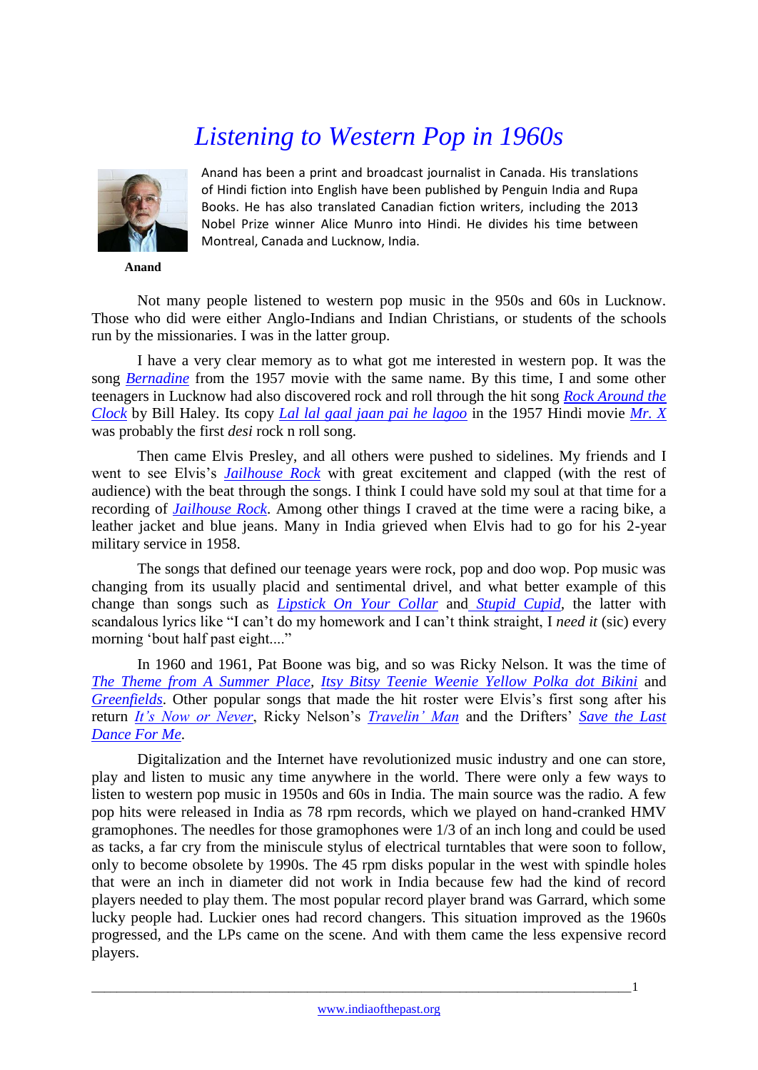# *Listening to Western Pop in 1960s*

Anand has been a print and broadcast journalist in Canada. His translations of Hindi fiction into English have been published by Penguin India and Rupa Books. He has also translated Canadian fiction writers, including the 2013 Nobel Prize winner Alice Munro into Hindi. He divides his time between Montreal, Canada and Lucknow, India.

**Anand**

Not many people listened to western pop music in the 950s and 60s in Lucknow. Those who did were either Anglo-Indians and Indian Christians, or students of the schools run by the missionaries. I was in the latter group.

I have a very clear memory as to what got me interested in western pop. It was the song *Bernadine* from the 1957 movie with the same name. By this time, I and some other teenagers in Lucknow had also discovered rock and roll through the hit song *Rock Around the Clock* by Bill Haley. Its copy *Lal lal gaal jaan pai he lagoo* in the 1957 Hindi movie *Mr. X* was probably the first *desi* rock n roll song.

Then came Elvis Presley, and all others were pushed to sidelines. My friends and I went to see Elvis's *Jailhouse Rock* with great excitement and clapped (with the rest of audience) with the beat through the songs. I think I could have sold my soul at that time for a recording of *Jailhouse Rock*. Among other things I craved at the time were a racing bike, a leather jacket and blue jeans. Many in India grieved when Elvis had to go for his 2-year military service in 1958.

The songs that defined our teenage years were rock, pop and doo wop. Pop music was changing from its usually placid and sentimental drivel, and what better example of this change than songs such as *Lipstick On Your Collar* and *Stupid Cupid*, the latter with scandalous lyrics like "I can't do my homework and I can't think straight, I *need it* (sic) every morning 'bout half past eight...."

In 1960 and 1961, Pat Boone was big, and so was Ricky Nelson. It was the time of *The Theme from A Summer Place*, *Itsy Bitsy Teenie Weenie Yellow Polka dot Bikini* and *Greenfields*. Other popular songs that made the hit roster were Elvis's first song after his return *It's Now or Never*, Ricky Nelson's *Travelin' Man* and the Drifters' *Save the Last Dance For Me*.

Digitalization and the Internet have revolutionized music industry and one can store, play and listen to music any time anywhere in the world. There were only a few ways to listen to western pop music in 1950s and 60s in India. The main source was the radio. A few pop hits were released in India as 78 rpm records, which we played on hand-cranked HMV gramophones. The needles for those gramophones were 1/3 of an inch long and could be used as tacks, a far cry from the miniscule stylus of electrical turntables that were soon to follow, only to become obsolete by 1990s. The 45 rpm disks popular in the west with spindle holes that were an inch in diameter did not work in India because few had the kind of record players needed to play them. The most popular record player brand was Garrard, which some lucky people had. Luckier ones had record changers. This situation improved as the 1960s progressed, and the LPs came on the scene. And with them came the less expensive record players.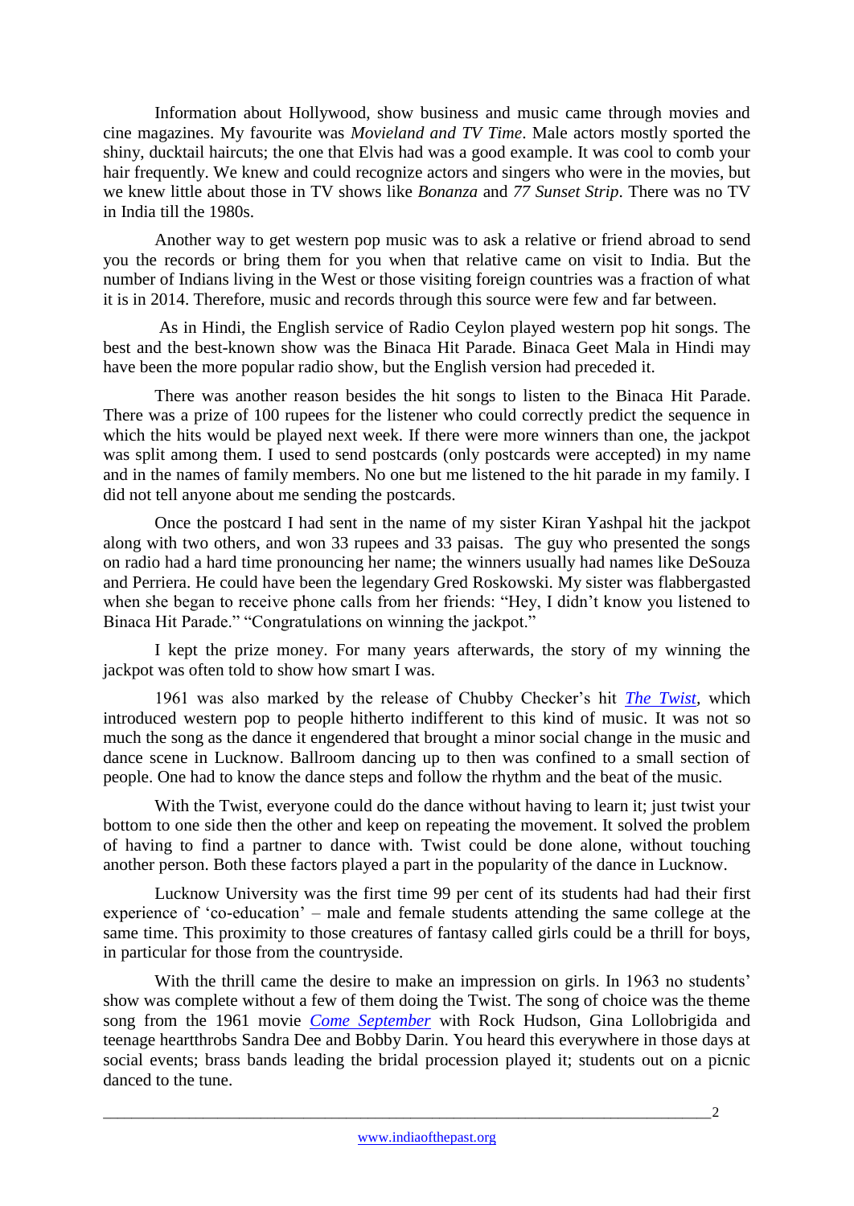Information about Hollywood, show business and music came through movies and cine magazines. My favourite was *Movieland and TV Time*. Male actors mostly sported the shiny, ducktail haircuts; the one that Elvis had was a good example. It was cool to comb your hair frequently. We knew and could recognize actors and singers who were in the movies, but we knew little about those in TV shows like *Bonanza* and *77 Sunset Strip*. There was no TV in India till the 1980s.

Another way to get western pop music was to ask a relative or friend abroad to send you the records or bring them for you when that relative came on visit to India. But the number of Indians living in the West or those visiting foreign countries was a fraction of what it is in 2014. Therefore, music and records through this source were few and far between.

As in Hindi, the English service of Radio Ceylon played western pop hit songs. The best and the best-known show was the Binaca Hit Parade. Binaca Geet Mala in Hindi may have been the more popular radio show, but the English version had preceded it.

There was another reason besides the hit songs to listen to the Binaca Hit Parade. There was a prize of 100 rupees for the listener who could correctly predict the sequence in which the hits would be played next week. If there were more winners than one, the jackpot was split among them. I used to send postcards (only postcards were accepted) in my name and in the names of family members. No one but me listened to the hit parade in my family. I did not tell anyone about me sending the postcards.

Once the postcard I had sent in the name of my sister Kiran Yashpal hit the jackpot along with two others, and won 33 rupees and 33 paisas. The guy who presented the songs on radio had a hard time pronouncing her name; the winners usually had names like DeSouza and Perriera. He could have been the legendary Gred Roskowski. My sister was flabbergasted when she began to receive phone calls from her friends: "Hey, I didn't know you listened to Binaca Hit Parade." "Congratulations on winning the jackpot."

I kept the prize money. For many years afterwards, the story of my winning the jackpot was often told to show how smart I was.

1961 was also marked by the release of Chubby Checker's hit *The Twist*, which introduced western pop to people hitherto indifferent to this kind of music. It was not so much the song as the dance it engendered that brought a minor social change in the music and dance scene in Lucknow. Ballroom dancing up to then was confined to a small section of people. One had to know the dance steps and follow the rhythm and the beat of the music.

With the Twist, everyone could do the dance without having to learn it; just twist your bottom to one side then the other and keep on repeating the movement. It solved the problem of having to find a partner to dance with. Twist could be done alone, without touching another person. Both these factors played a part in the popularity of the dance in Lucknow.

Lucknow University was the first time 99 per cent of its students had had their first experience of 'co-education' – male and female students attending the same college at the same time. This proximity to those creatures of fantasy called girls could be a thrill for boys, in particular for those from the countryside.

With the thrill came the desire to make an impression on girls. In 1963 no students' show was complete without a few of them doing the Twist. The song of choice was the theme song from the 1961 movie *Come September* with Rock Hudson, Gina Lollobrigida and teenage heartthrobs Sandra Dee and Bobby Darin. You heard this everywhere in those days at social events; brass bands leading the bridal procession played it; students out on a picnic danced to the tune.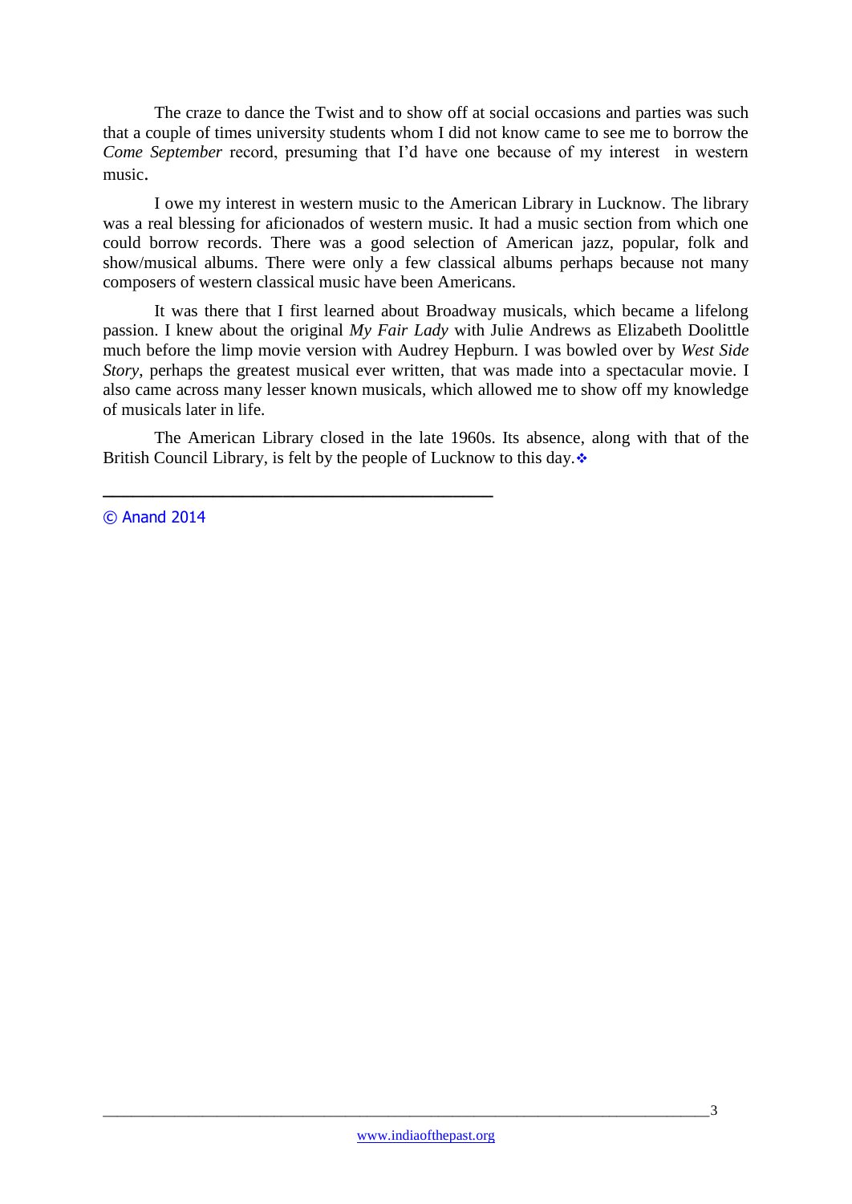The craze to dance the Twist and to show off at social occasions and parties was such that a couple of times university students whom I did not know came to see me to borrow the *Come September* record, presuming that I'd have one because of my interest in western music.

I owe my interest in western music to the American Library in Lucknow. The library was a real blessing for aficionados of western music. It had a music section from which one could borrow records. There was a good selection of American jazz, popular, folk and show/musical albums. There were only a few classical albums perhaps because not many composers of western classical music have been Americans.

It was there that I first learned about Broadway musicals, which became a lifelong passion. I knew about the original *My Fair Lady* with Julie Andrews as Elizabeth Doolittle much before the limp movie version with Audrey Hepburn. I was bowled over by *West Side Story*, perhaps the greatest musical ever written, that was made into a spectacular movie. I also came across many lesser known musicals, which allowed me to show off my knowledge of musicals later in life.

The American Library closed in the late 1960s. Its absence, along with that of the British Council Library, is felt by the people of Lucknow to this day.❖

---

© Anand 2014